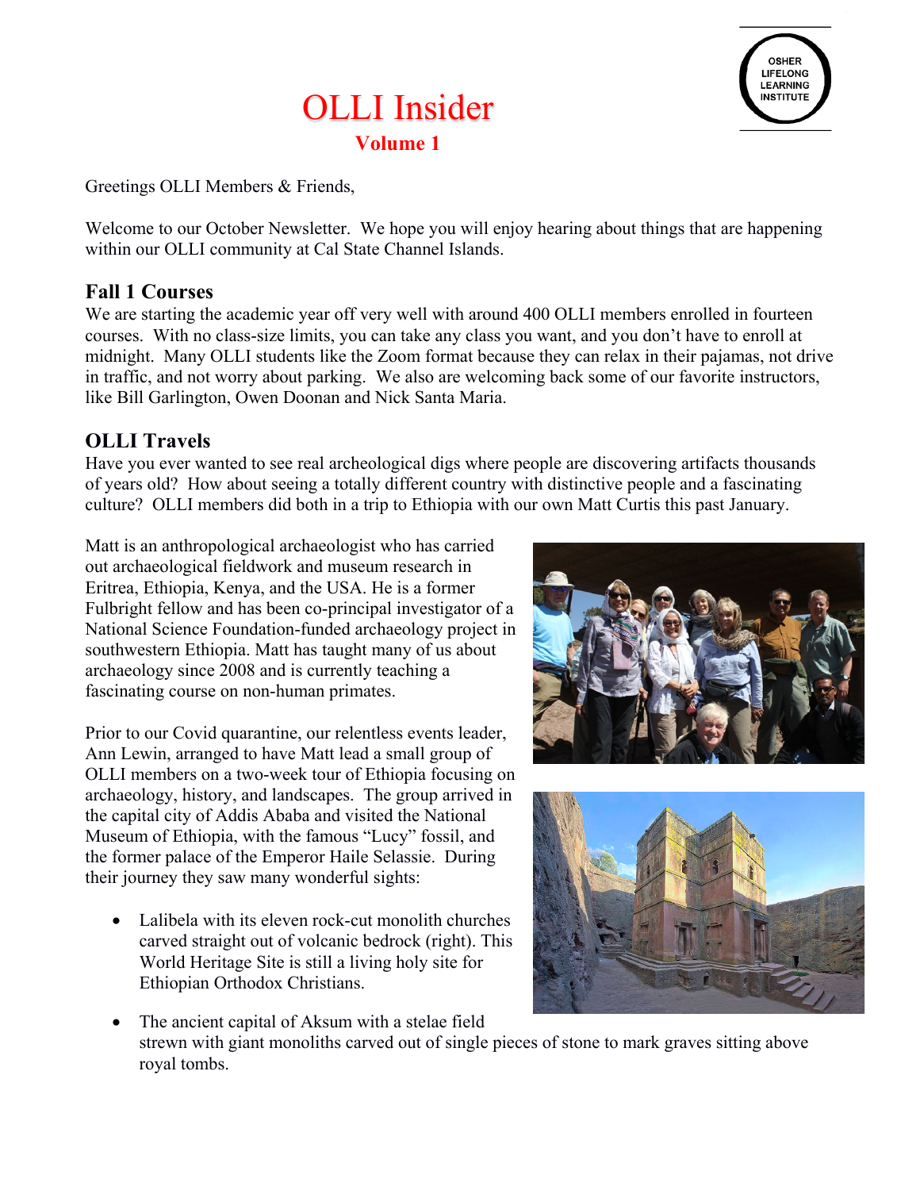OSHER LIFELONG LEARNING INSTITUTE

# OLLI Insider

**Volume 1**

Greetings OLLI Members & Friends,

Welcome to our October Newsletter. We hope you will enjoy hearing about things that are happening within our OLLI community at Cal State Channel Islands.

## Fall 1 Courses

We are starting the academic year off very well with around 400 OLLI members enrolled in fourteen courses. With no class-size limits, you can take any class you want, and you don't have to enroll at midnight. Many OLLI students like the Zoom format because they can relax in their pajamas, not drive in traffic, and not worry about parking. We also are welcoming back some of our favorite instructors, like Bill Garlington, Owen Doonan and Nick Santa Maria.

## OLLI Travels

Have you ever wanted to see real archeological digs where people are discovering artifacts thousands of years old? How about seeing a totally different country with distinctive people and a fascinating culture? OLLI members did both in a trip to Ethiopia with our own Matt Curtis this past January.

Matt is an anthropological archaeologist who has carried out archaeological fieldwork and museum research in Eritrea, Ethiopia, Kenya, and the USA. He is a former Fulbright fellow and has been co-principal investigator of a National Science Foundation-funded archaeology project in southwestern Ethiopia. Matt has taught many of us about archaeology since 2008 and is currently teaching a fascinating course on non-human primates.

Prior to our Covid quarantine, our relentless events leader, Ann Lewin, arranged to have Matt lead a small group of OLLI members on a two-week tour of Ethiopia focusing on archaeology, history, and landscapes. The group arrived in the capital city of Addis Ababa and visited the National Museum of Ethiopia, with the famous "Lucy" fossil, and the former palace of the Emperor Haile Selassie. During their journey they saw many wonderful sights:

- Lalibela with its eleven rock-cut monolith churches carved straight out of volcanic bedrock (right). This World Heritage Site is still a living holy site for Ethiopian Orthodox Christians.
- The ancient capital of Aksum with a stelae field strewn with giant monoliths carved out of single pieces of stone to mark graves sitting above royal tombs.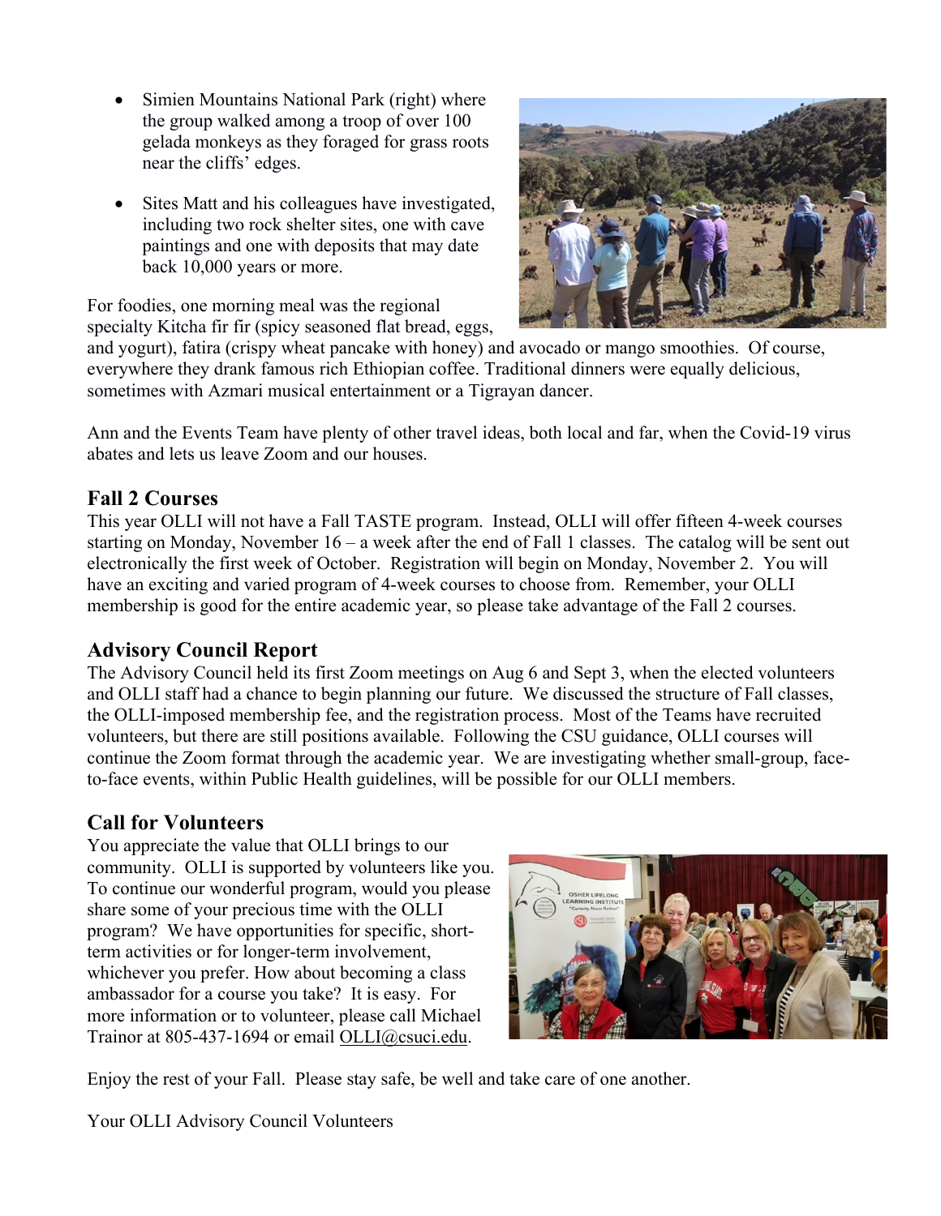- Simien Mountains National Park (right) where the group walked among a troop of over 100 gelada monkeys as they foraged for grass roots near the cliffs' edges.
- Sites Matt and his colleagues have investigated, including two rock shelter sites, one with cave paintings and one with deposits that may date back 10,000 years or more.

For foodies, one morning meal was the regional specialty Kitcha fir fir (spicy seasoned flat bread, eggs, and yogurt), fatira (crispy wheat pancake with honey) and avocado or mango smoothies. Of course, everywhere they drank famous rich Ethiopian coffee. Traditional dinners were equally delicious, sometimes with Azmari musical entertainment or a Tigrayan dancer.

Ann and the Events Team have plenty of other travel ideas, both local and far, when the Covid-19 virus abates and lets us leave Zoom and our houses.

## Fall 2 Courses

This year OLLI will not have a Fall TASTE program. Instead, OLLI will offer fifteen 4-week courses starting on Monday, November 16 – a week after the end of Fall 1 classes. The catalog will be sent out electronically the first week of October. Registration will begin on Monday, November 2. You will have an exciting and varied program of 4-week courses to choose from. Remember, your OLLI membership is good for the entire academic year, so please take advantage of the Fall 2 courses.

## Advisory Council Report

The Advisory Council held its first Zoom meetings on Aug 6 and Sept 3, when the elected volunteers and OLLI staff had a chance to begin planning our future. We discussed the structure of Fall classes, the OLLI-imposed membership fee, and the registration process. Most of the Teams have recruited volunteers, but there are still positions available. Following the CSU guidance, OLLI courses will continue the Zoom format through the academic year. We are investigating whether small-group, face-to-face events, within Public Health guidelines, will be possible for our OLLI members.

## Call for Volunteers

You appreciate the value that OLLI brings to our community. OLLI is supported by volunteers like you. To continue our wonderful program, would you please share some of your precious time with the OLLI program? We have opportunities for specific, short-term activities or for longer-term involvement, whichever you prefer. How about becoming a class ambassador for a course you take? It is easy. For more information or to volunteer, please call Michael Trainor at 805-437-1694 or email OLLI@csuci.edu.

Enjoy the rest of your Fall. Please stay safe, be well and take care of one another.

Your OLLI Advisory Council Volunteers